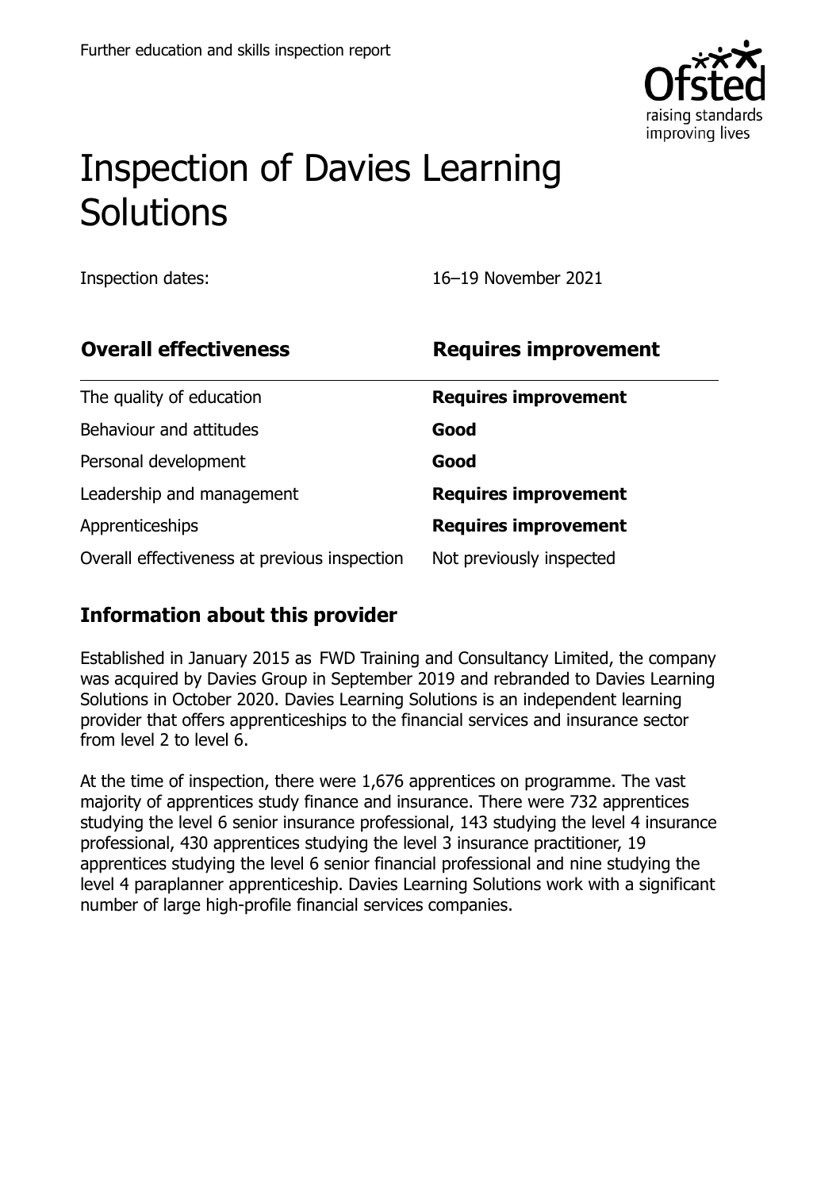# Inspection of Davies Learning Solutions

Inspection dates: 16–19 November 2021

| **Overall effectiveness** | **Requires improvement** |
|---|---|
| The quality of education | **Requires improvement** |
| Behaviour and attitudes | **Good** |
| Personal development | **Good** |
| Leadership and management | **Requires improvement** |
| Apprenticeships | **Requires improvement** |
| Overall effectiveness at previous inspection | Not previously inspected |

## Information about this provider

Established in January 2015 as FWD Training and Consultancy Limited, the company was acquired by Davies Group in September 2019 and rebranded to Davies Learning Solutions in October 2020. Davies Learning Solutions is an independent learning provider that offers apprenticeships to the financial services and insurance sector from level 2 to level 6.

At the time of inspection, there were 1,676 apprentices on programme. The vast majority of apprentices study finance and insurance. There were 732 apprentices studying the level 6 senior insurance professional, 143 studying the level 4 insurance professional, 430 apprentices studying the level 3 insurance practitioner, 19 apprentices studying the level 6 senior financial professional and nine studying the level 4 paraplanner apprenticeship. Davies Learning Solutions work with a significant number of large high-profile financial services companies.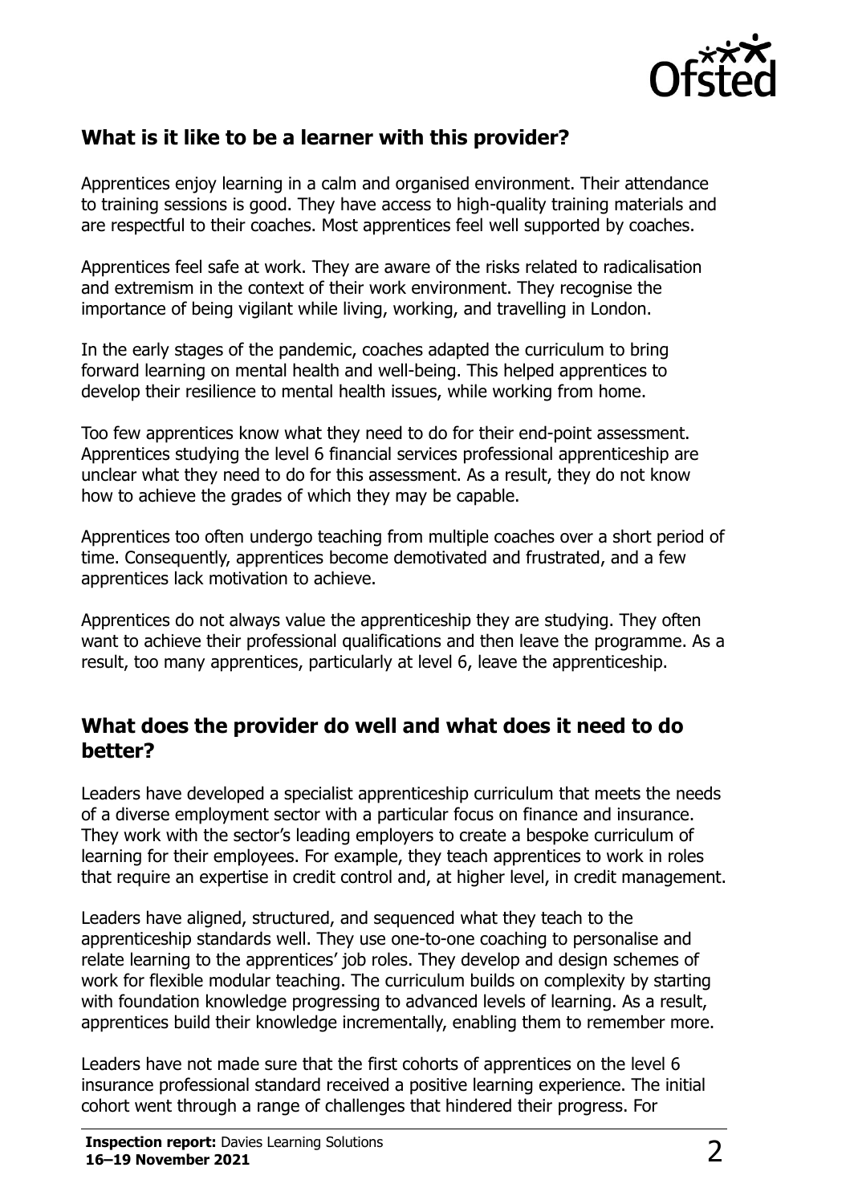## What is it like to be a learner with this provider?

Apprentices enjoy learning in a calm and organised environment. Their attendance to training sessions is good. They have access to high-quality training materials and are respectful to their coaches. Most apprentices feel well supported by coaches.

Apprentices feel safe at work. They are aware of the risks related to radicalisation and extremism in the context of their work environment. They recognise the importance of being vigilant while living, working, and travelling in London.

In the early stages of the pandemic, coaches adapted the curriculum to bring forward learning on mental health and well-being. This helped apprentices to develop their resilience to mental health issues, while working from home.

Too few apprentices know what they need to do for their end-point assessment. Apprentices studying the level 6 financial services professional apprenticeship are unclear what they need to do for this assessment. As a result, they do not know how to achieve the grades of which they may be capable.

Apprentices too often undergo teaching from multiple coaches over a short period of time. Consequently, apprentices become demotivated and frustrated, and a few apprentices lack motivation to achieve.

Apprentices do not always value the apprenticeship they are studying. They often want to achieve their professional qualifications and then leave the programme. As a result, too many apprentices, particularly at level 6, leave the apprenticeship.

## What does the provider do well and what does it need to do better?

Leaders have developed a specialist apprenticeship curriculum that meets the needs of a diverse employment sector with a particular focus on finance and insurance. They work with the sector's leading employers to create a bespoke curriculum of learning for their employees. For example, they teach apprentices to work in roles that require an expertise in credit control and, at higher level, in credit management.

Leaders have aligned, structured, and sequenced what they teach to the apprenticeship standards well. They use one-to-one coaching to personalise and relate learning to the apprentices' job roles. They develop and design schemes of work for flexible modular teaching. The curriculum builds on complexity by starting with foundation knowledge progressing to advanced levels of learning. As a result, apprentices build their knowledge incrementally, enabling them to remember more.

Leaders have not made sure that the first cohorts of apprentices on the level 6 insurance professional standard received a positive learning experience. The initial cohort went through a range of challenges that hindered their progress. For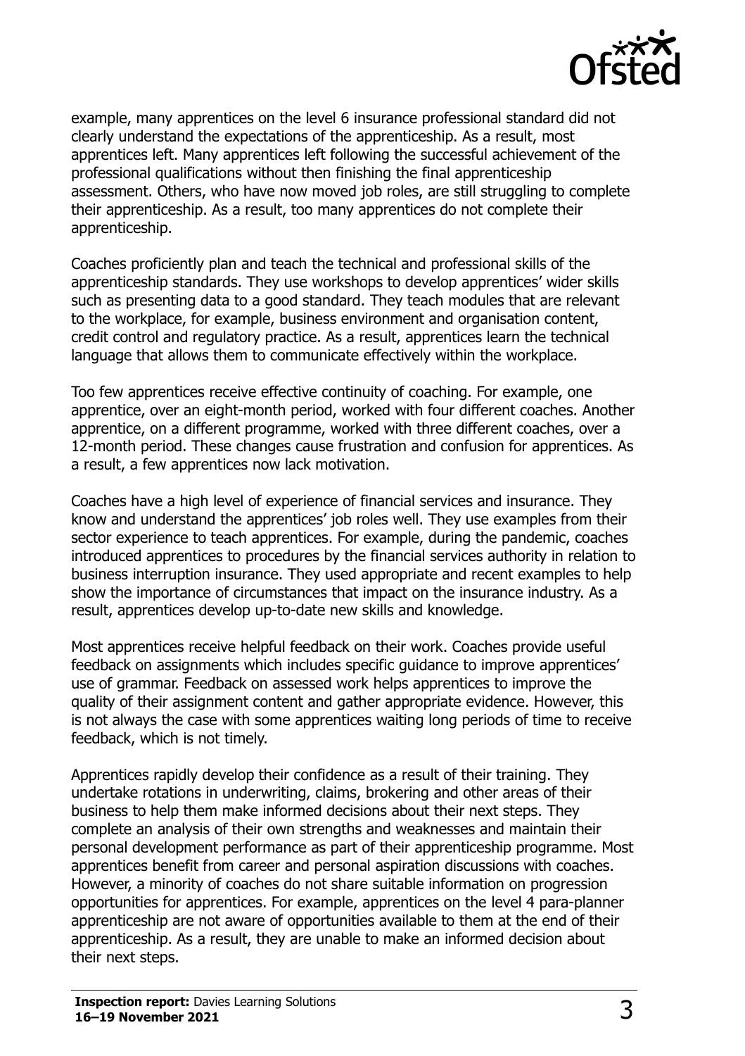example, many apprentices on the level 6 insurance professional standard did not clearly understand the expectations of the apprenticeship. As a result, most apprentices left. Many apprentices left following the successful achievement of the professional qualifications without then finishing the final apprenticeship assessment. Others, who have now moved job roles, are still struggling to complete their apprenticeship. As a result, too many apprentices do not complete their apprenticeship.

Coaches proficiently plan and teach the technical and professional skills of the apprenticeship standards. They use workshops to develop apprentices' wider skills such as presenting data to a good standard. They teach modules that are relevant to the workplace, for example, business environment and organisation content, credit control and regulatory practice. As a result, apprentices learn the technical language that allows them to communicate effectively within the workplace.

Too few apprentices receive effective continuity of coaching. For example, one apprentice, over an eight-month period, worked with four different coaches. Another apprentice, on a different programme, worked with three different coaches, over a 12-month period. These changes cause frustration and confusion for apprentices. As a result, a few apprentices now lack motivation.

Coaches have a high level of experience of financial services and insurance. They know and understand the apprentices' job roles well. They use examples from their sector experience to teach apprentices. For example, during the pandemic, coaches introduced apprentices to procedures by the financial services authority in relation to business interruption insurance. They used appropriate and recent examples to help show the importance of circumstances that impact on the insurance industry. As a result, apprentices develop up-to-date new skills and knowledge.

Most apprentices receive helpful feedback on their work. Coaches provide useful feedback on assignments which includes specific guidance to improve apprentices' use of grammar. Feedback on assessed work helps apprentices to improve the quality of their assignment content and gather appropriate evidence. However, this is not always the case with some apprentices waiting long periods of time to receive feedback, which is not timely.

Apprentices rapidly develop their confidence as a result of their training. They undertake rotations in underwriting, claims, brokering and other areas of their business to help them make informed decisions about their next steps. They complete an analysis of their own strengths and weaknesses and maintain their personal development performance as part of their apprenticeship programme. Most apprentices benefit from career and personal aspiration discussions with coaches. However, a minority of coaches do not share suitable information on progression opportunities for apprentices. For example, apprentices on the level 4 para-planner apprenticeship are not aware of opportunities available to them at the end of their apprenticeship. As a result, they are unable to make an informed decision about their next steps.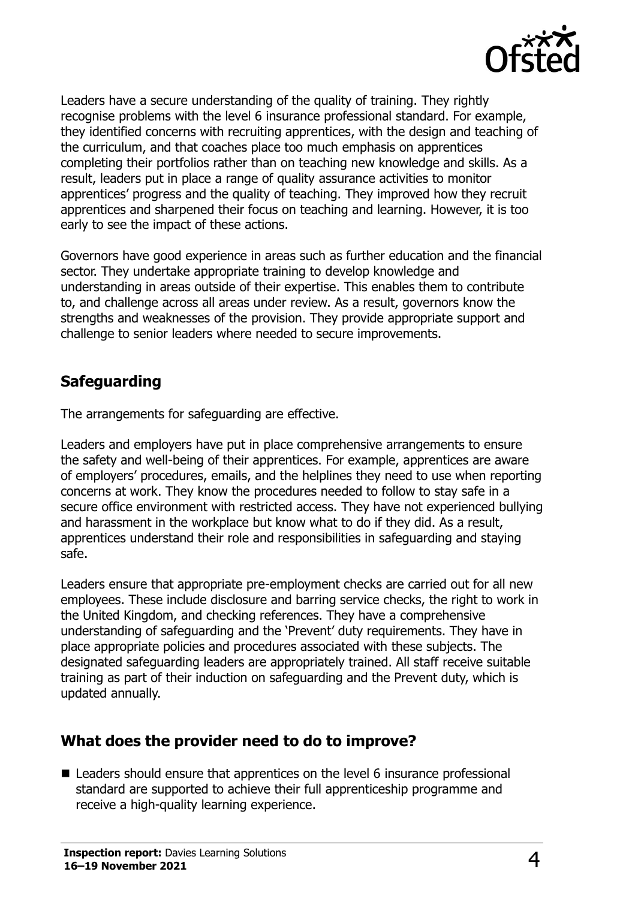Leaders have a secure understanding of the quality of training. They rightly recognise problems with the level 6 insurance professional standard. For example, they identified concerns with recruiting apprentices, with the design and teaching of the curriculum, and that coaches place too much emphasis on apprentices completing their portfolios rather than on teaching new knowledge and skills. As a result, leaders put in place a range of quality assurance activities to monitor apprentices' progress and the quality of teaching. They improved how they recruit apprentices and sharpened their focus on teaching and learning. However, it is too early to see the impact of these actions.

Governors have good experience in areas such as further education and the financial sector. They undertake appropriate training to develop knowledge and understanding in areas outside of their expertise. This enables them to contribute to, and challenge across all areas under review. As a result, governors know the strengths and weaknesses of the provision. They provide appropriate support and challenge to senior leaders where needed to secure improvements.

## Safeguarding

The arrangements for safeguarding are effective.

Leaders and employers have put in place comprehensive arrangements to ensure the safety and well-being of their apprentices. For example, apprentices are aware of employers' procedures, emails, and the helplines they need to use when reporting concerns at work. They know the procedures needed to follow to stay safe in a secure office environment with restricted access. They have not experienced bullying and harassment in the workplace but know what to do if they did. As a result, apprentices understand their role and responsibilities in safeguarding and staying safe.

Leaders ensure that appropriate pre-employment checks are carried out for all new employees. These include disclosure and barring service checks, the right to work in the United Kingdom, and checking references. They have a comprehensive understanding of safeguarding and the 'Prevent' duty requirements. They have in place appropriate policies and procedures associated with these subjects. The designated safeguarding leaders are appropriately trained. All staff receive suitable training as part of their induction on safeguarding and the Prevent duty, which is updated annually.

## What does the provider need to do to improve?

- Leaders should ensure that apprentices on the level 6 insurance professional standard are supported to achieve their full apprenticeship programme and receive a high-quality learning experience.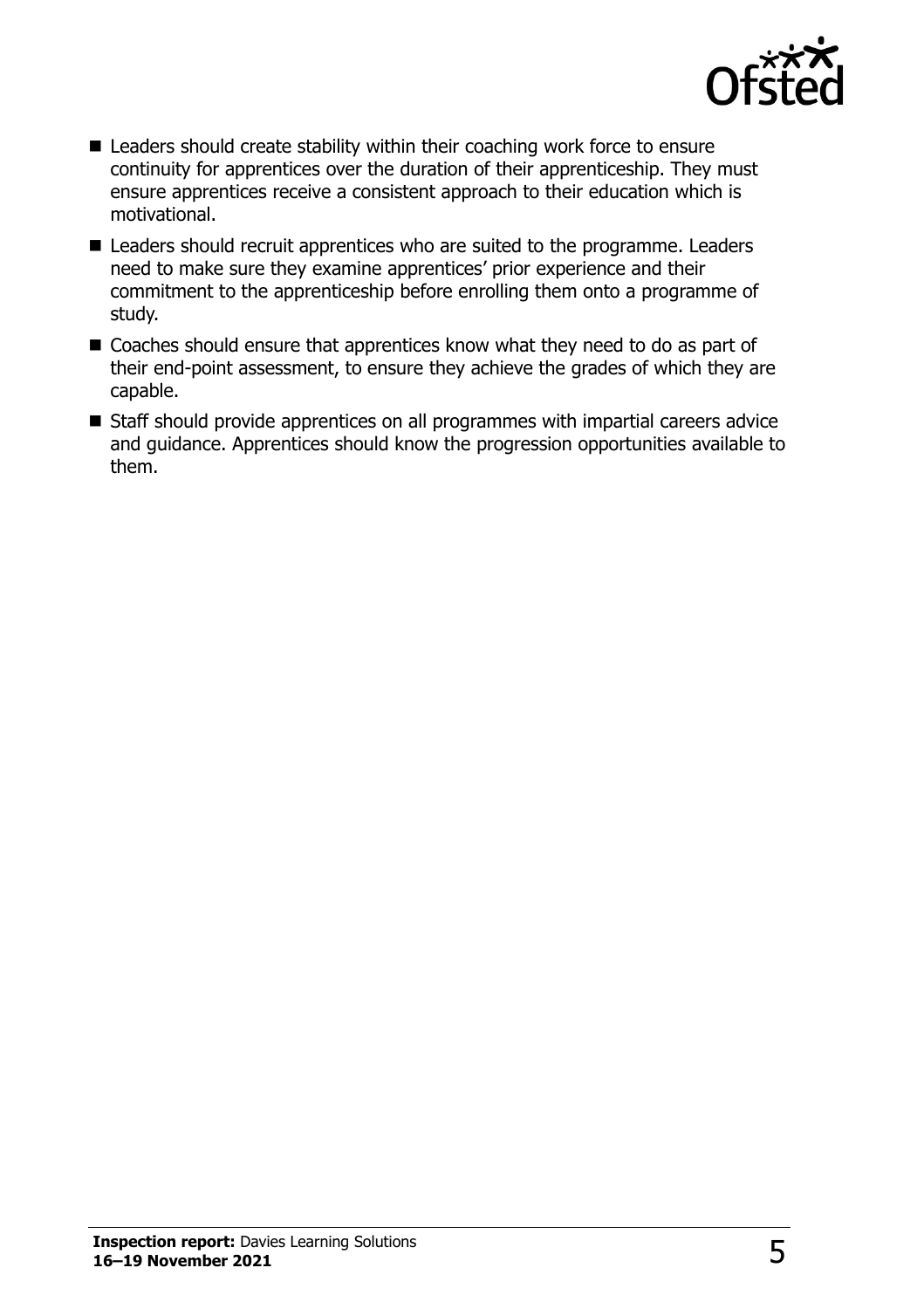- Leaders should create stability within their coaching work force to ensure continuity for apprentices over the duration of their apprenticeship. They must ensure apprentices receive a consistent approach to their education which is motivational.
- Leaders should recruit apprentices who are suited to the programme. Leaders need to make sure they examine apprentices' prior experience and their commitment to the apprenticeship before enrolling them onto a programme of study.
- Coaches should ensure that apprentices know what they need to do as part of their end-point assessment, to ensure they achieve the grades of which they are capable.
- Staff should provide apprentices on all programmes with impartial careers advice and guidance. Apprentices should know the progression opportunities available to them.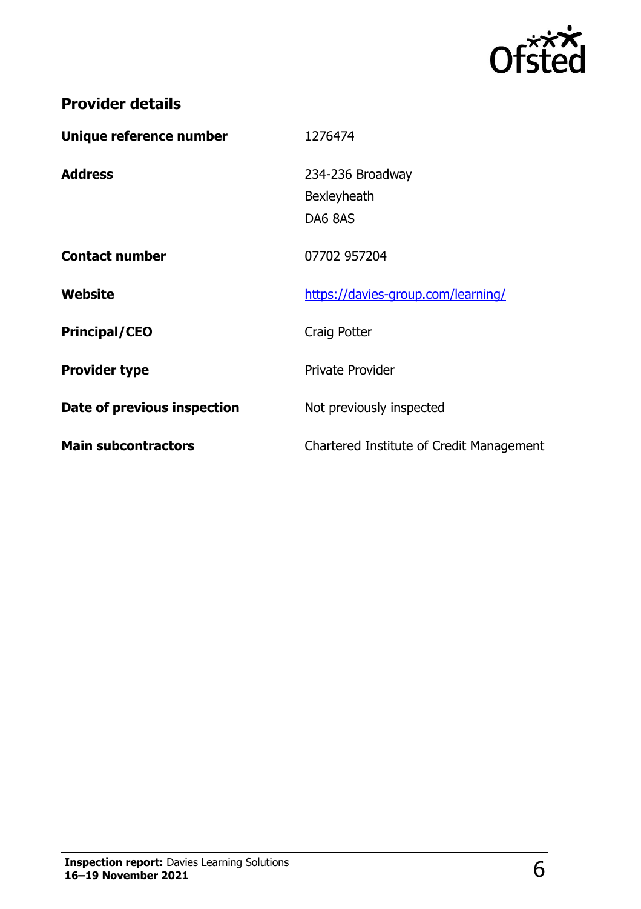## Provider details

| | |
|---|---|
| **Unique reference number** | 1276474 |
| **Address** | 234-236 Broadway<br>Bexleyheath<br>DA6 8AS |
| **Contact number** | 07702 957204 |
| **Website** | https://davies-group.com/learning/ |
| **Principal/CEO** | Craig Potter |
| **Provider type** | Private Provider |
| **Date of previous inspection** | Not previously inspected |
| **Main subcontractors** | Chartered Institute of Credit Management |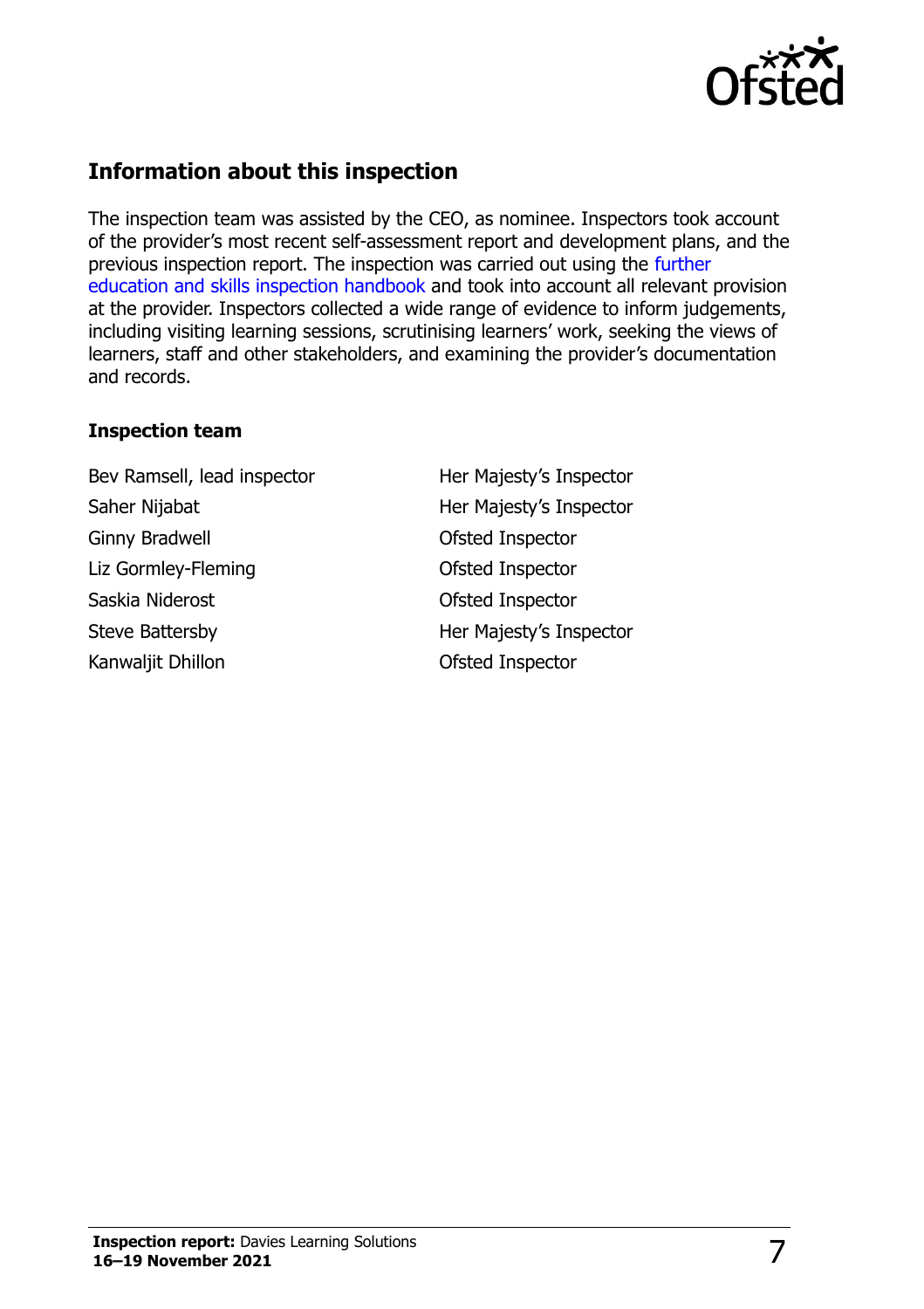## Information about this inspection

The inspection team was assisted by the CEO, as nominee. Inspectors took account of the provider's most recent self-assessment report and development plans, and the previous inspection report. The inspection was carried out using the further education and skills inspection handbook and took into account all relevant provision at the provider. Inspectors collected a wide range of evidence to inform judgements, including visiting learning sessions, scrutinising learners' work, seeking the views of learners, staff and other stakeholders, and examining the provider's documentation and records.

### Inspection team

| | |
|---|---|
| Bev Ramsell, lead inspector | Her Majesty's Inspector |
| Saher Nijabat | Her Majesty's Inspector |
| Ginny Bradwell | Ofsted Inspector |
| Liz Gormley-Fleming | Ofsted Inspector |
| Saskia Niderost | Ofsted Inspector |
| Steve Battersby | Her Majesty's Inspector |
| Kanwaljit Dhillon | Ofsted Inspector |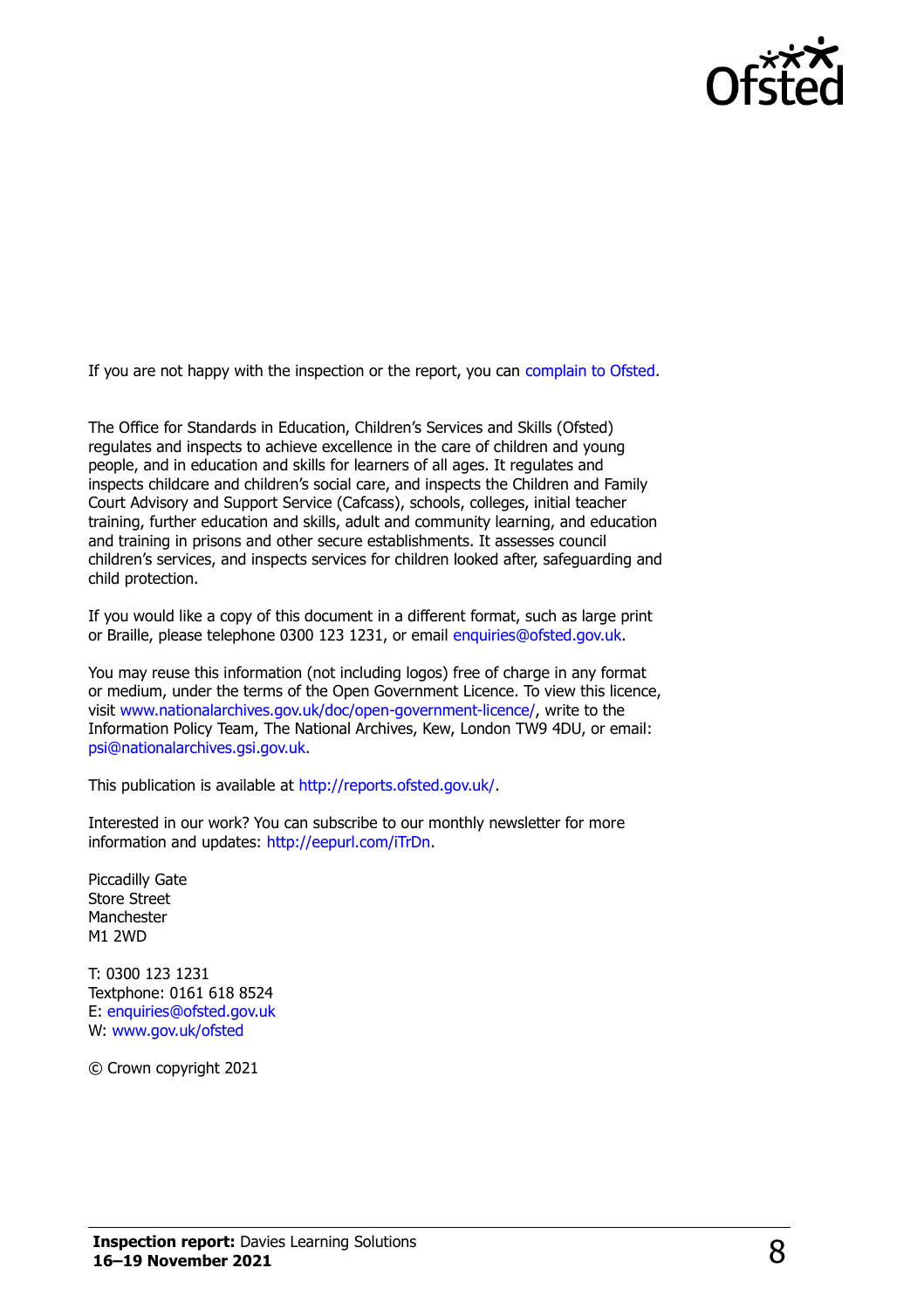If you are not happy with the inspection or the report, you can complain to Ofsted.

The Office for Standards in Education, Children's Services and Skills (Ofsted) regulates and inspects to achieve excellence in the care of children and young people, and in education and skills for learners of all ages. It regulates and inspects childcare and children's social care, and inspects the Children and Family Court Advisory and Support Service (Cafcass), schools, colleges, initial teacher training, further education and skills, adult and community learning, and education and training in prisons and other secure establishments. It assesses council children's services, and inspects services for children looked after, safeguarding and child protection.

If you would like a copy of this document in a different format, such as large print or Braille, please telephone 0300 123 1231, or email enquiries@ofsted.gov.uk.

You may reuse this information (not including logos) free of charge in any format or medium, under the terms of the Open Government Licence. To view this licence, visit www.nationalarchives.gov.uk/doc/open-government-licence/, write to the Information Policy Team, The National Archives, Kew, London TW9 4DU, or email: psi@nationalarchives.gsi.gov.uk.

This publication is available at http://reports.ofsted.gov.uk/.

Interested in our work? You can subscribe to our monthly newsletter for more information and updates: http://eepurl.com/iTrDn.

Piccadilly Gate
Store Street
Manchester
M1 2WD

T: 0300 123 1231
Textphone: 0161 618 8524
E: enquiries@ofsted.gov.uk
W: www.gov.uk/ofsted

© Crown copyright 2021